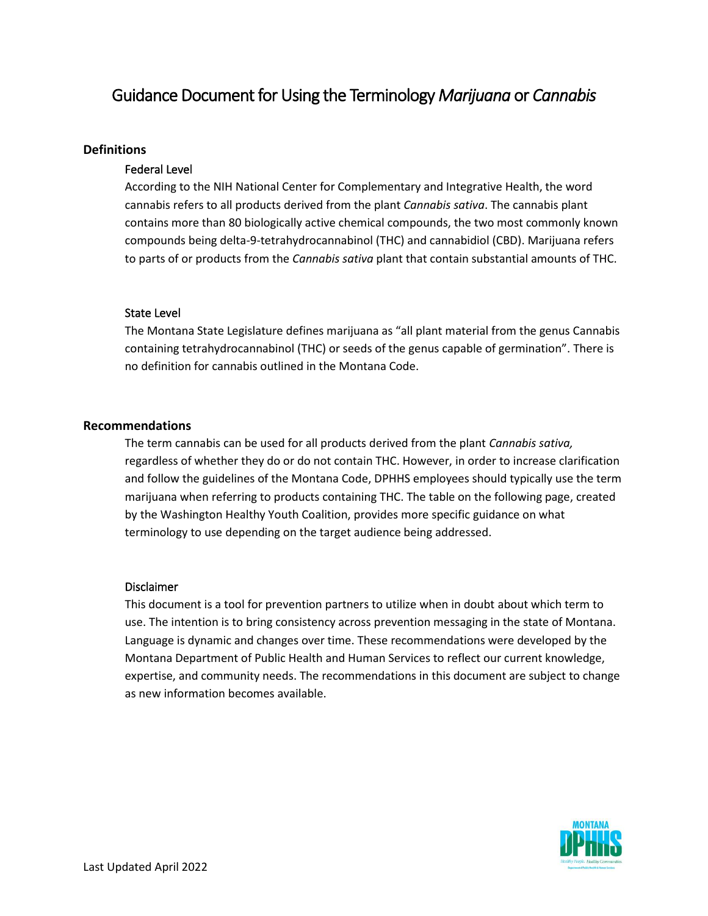# Guidance Document for Using the Terminology *Marijuana* or *Cannabis*

## Definitions

### Federal Level

According to the NIH National Center for Complementary and Integrative Health, the word cannabis refers to all products derived from the plant *Cannabis sativa*. The cannabis plant contains more than 80 biologically active chemical compounds, the two most commonly known compounds being delta-9-tetrahydrocannabinol (THC) and cannabidiol (CBD). Marijuana refers to parts of or products from the *Cannabis sativa* plant that contain substantial amounts of THC.

### State Level

The Montana State Legislature defines marijuana as "all plant material from the genus Cannabis containing tetrahydrocannabinol (THC) or seeds of the genus capable of germination". There is no definition for cannabis outlined in the Montana Code.

## Recommendations

The term cannabis can be used for all products derived from the plant *Cannabis sativa,* regardless of whether they do or do not contain THC. However, in order to increase clarification and follow the guidelines of the Montana Code, DPHHS employees should typically use the term marijuana when referring to products containing THC. The table on the following page, created by the Washington Healthy Youth Coalition, provides more specific guidance on what terminology to use depending on the target audience being addressed.

### Disclaimer

This document is a tool for prevention partners to utilize when in doubt about which term to use. The intention is to bring consistency across prevention messaging in the state of Montana. Language is dynamic and changes over time. These recommendations were developed by the Montana Department of Public Health and Human Services to reflect our current knowledge, expertise, and community needs. The recommendations in this document are subject to change as new information becomes available.

Last Updated April 2022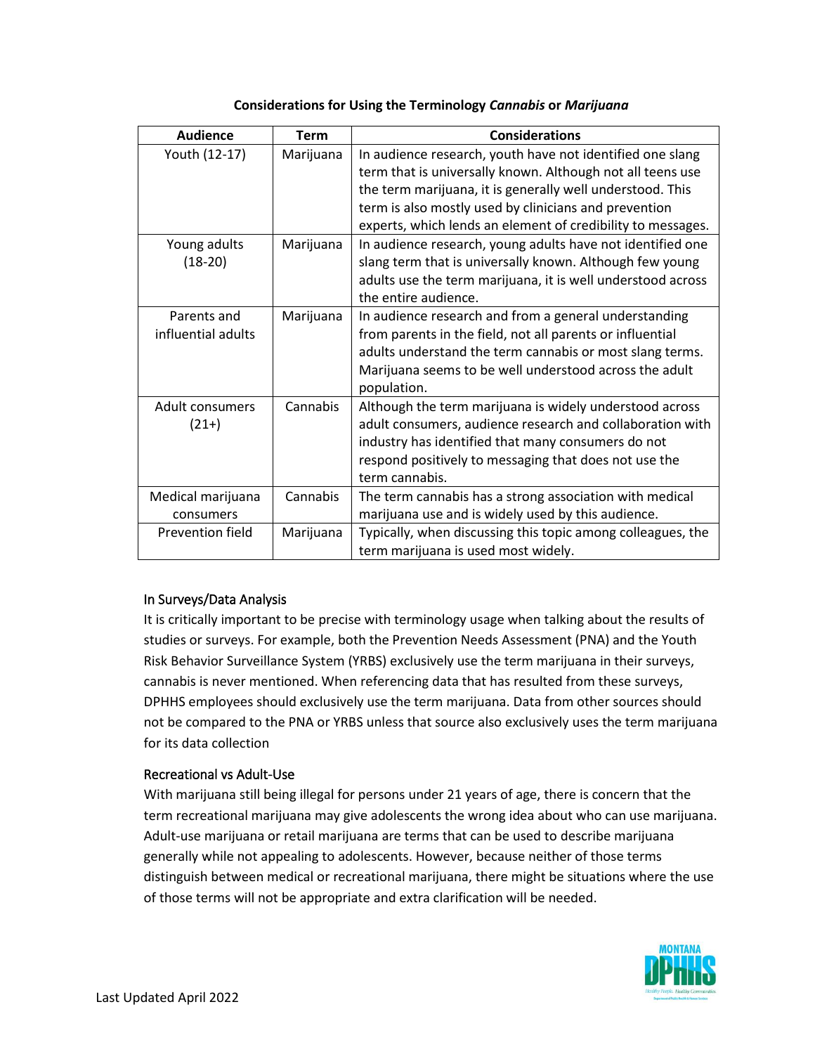**Considerations for Using the Terminology *Cannabis* or *Marijuana***

| Audience | Term | Considerations |
| --- | --- | --- |
| Youth (12-17) | Marijuana | In audience research, youth have not identified one slang term that is universally known. Although not all teens use the term marijuana, it is generally well understood. This term is also mostly used by clinicians and prevention experts, which lends an element of credibility to messages. |
| Young adults (18-20) | Marijuana | In audience research, young adults have not identified one slang term that is universally known. Although few young adults use the term marijuana, it is well understood across the entire audience. |
| Parents and influential adults | Marijuana | In audience research and from a general understanding from parents in the field, not all parents or influential adults understand the term cannabis or most slang terms. Marijuana seems to be well understood across the adult population. |
| Adult consumers (21+) | Cannabis | Although the term marijuana is widely understood across adult consumers, audience research and collaboration with industry has identified that many consumers do not respond positively to messaging that does not use the term cannabis. |
| Medical marijuana consumers | Cannabis | The term cannabis has a strong association with medical marijuana use and is widely used by this audience. |
| Prevention field | Marijuana | Typically, when discussing this topic among colleagues, the term marijuana is used most widely. |

### In Surveys/Data Analysis

It is critically important to be precise with terminology usage when talking about the results of studies or surveys. For example, both the Prevention Needs Assessment (PNA) and the Youth Risk Behavior Surveillance System (YRBS) exclusively use the term marijuana in their surveys, cannabis is never mentioned. When referencing data that has resulted from these surveys, DPHHS employees should exclusively use the term marijuana. Data from other sources should not be compared to the PNA or YRBS unless that source also exclusively uses the term marijuana for its data collection

### Recreational vs Adult-Use

With marijuana still being illegal for persons under 21 years of age, there is concern that the term recreational marijuana may give adolescents the wrong idea about who can use marijuana. Adult-use marijuana or retail marijuana are terms that can be used to describe marijuana generally while not appealing to adolescents. However, because neither of those terms distinguish between medical or recreational marijuana, there might be situations where the use of those terms will not be appropriate and extra clarification will be needed.

Last Updated April 2022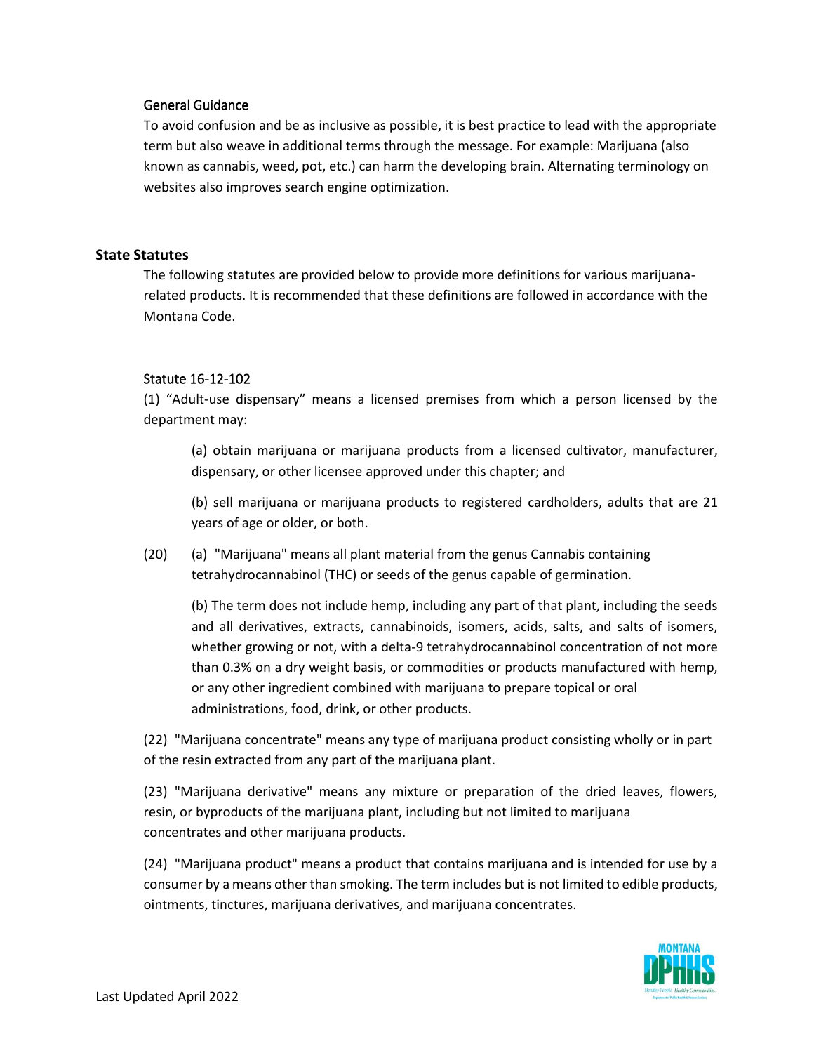### General Guidance

To avoid confusion and be as inclusive as possible, it is best practice to lead with the appropriate term but also weave in additional terms through the message. For example: Marijuana (also known as cannabis, weed, pot, etc.) can harm the developing brain. Alternating terminology on websites also improves search engine optimization.

## State Statutes

The following statutes are provided below to provide more definitions for various marijuana-related products. It is recommended that these definitions are followed in accordance with the Montana Code.

### Statute 16-12-102

(1) "Adult-use dispensary" means a licensed premises from which a person licensed by the department may:

> (a) obtain marijuana or marijuana products from a licensed cultivator, manufacturer, dispensary, or other licensee approved under this chapter; and
>
> (b) sell marijuana or marijuana products to registered cardholders, adults that are 21 years of age or older, or both.

(20) (a) "Marijuana" means all plant material from the genus Cannabis containing tetrahydrocannabinol (THC) or seeds of the genus capable of germination.

> (b) The term does not include hemp, including any part of that plant, including the seeds and all derivatives, extracts, cannabinoids, isomers, acids, salts, and salts of isomers, whether growing or not, with a delta-9 tetrahydrocannabinol concentration of not more than 0.3% on a dry weight basis, or commodities or products manufactured with hemp, or any other ingredient combined with marijuana to prepare topical or oral administrations, food, drink, or other products.

(22) "Marijuana concentrate" means any type of marijuana product consisting wholly or in part of the resin extracted from any part of the marijuana plant.

(23) "Marijuana derivative" means any mixture or preparation of the dried leaves, flowers, resin, or byproducts of the marijuana plant, including but not limited to marijuana concentrates and other marijuana products.

(24) "Marijuana product" means a product that contains marijuana and is intended for use by a consumer by a means other than smoking. The term includes but is not limited to edible products, ointments, tinctures, marijuana derivatives, and marijuana concentrates.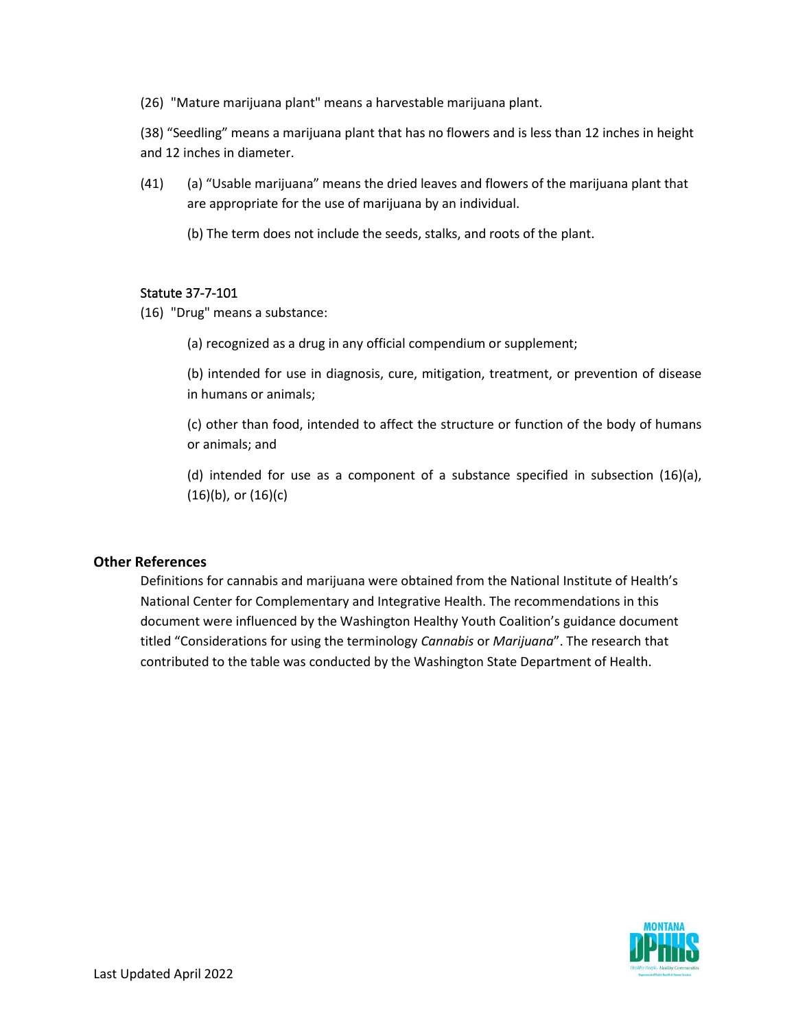(26) "Mature marijuana plant" means a harvestable marijuana plant.

(38) “Seedling” means a marijuana plant that has no flowers and is less than 12 inches in height and 12 inches in diameter.

(41) (a) “Usable marijuana” means the dried leaves and flowers of the marijuana plant that are appropriate for the use of marijuana by an individual.

(b) The term does not include the seeds, stalks, and roots of the plant.

### Statute 37-7-101

(16) "Drug" means a substance:

(a) recognized as a drug in any official compendium or supplement;

(b) intended for use in diagnosis, cure, mitigation, treatment, or prevention of disease in humans or animals;

(c) other than food, intended to affect the structure or function of the body of humans or animals; and

(d) intended for use as a component of a substance specified in subsection (16)(a), (16)(b), or (16)(c)

## Other References

Definitions for cannabis and marijuana were obtained from the National Institute of Health’s National Center for Complementary and Integrative Health. The recommendations in this document were influenced by the Washington Healthy Youth Coalition’s guidance document titled “Considerations for using the terminology *Cannabis* or *Marijuana*”. The research that contributed to the table was conducted by the Washington State Department of Health.

Last Updated April 2022